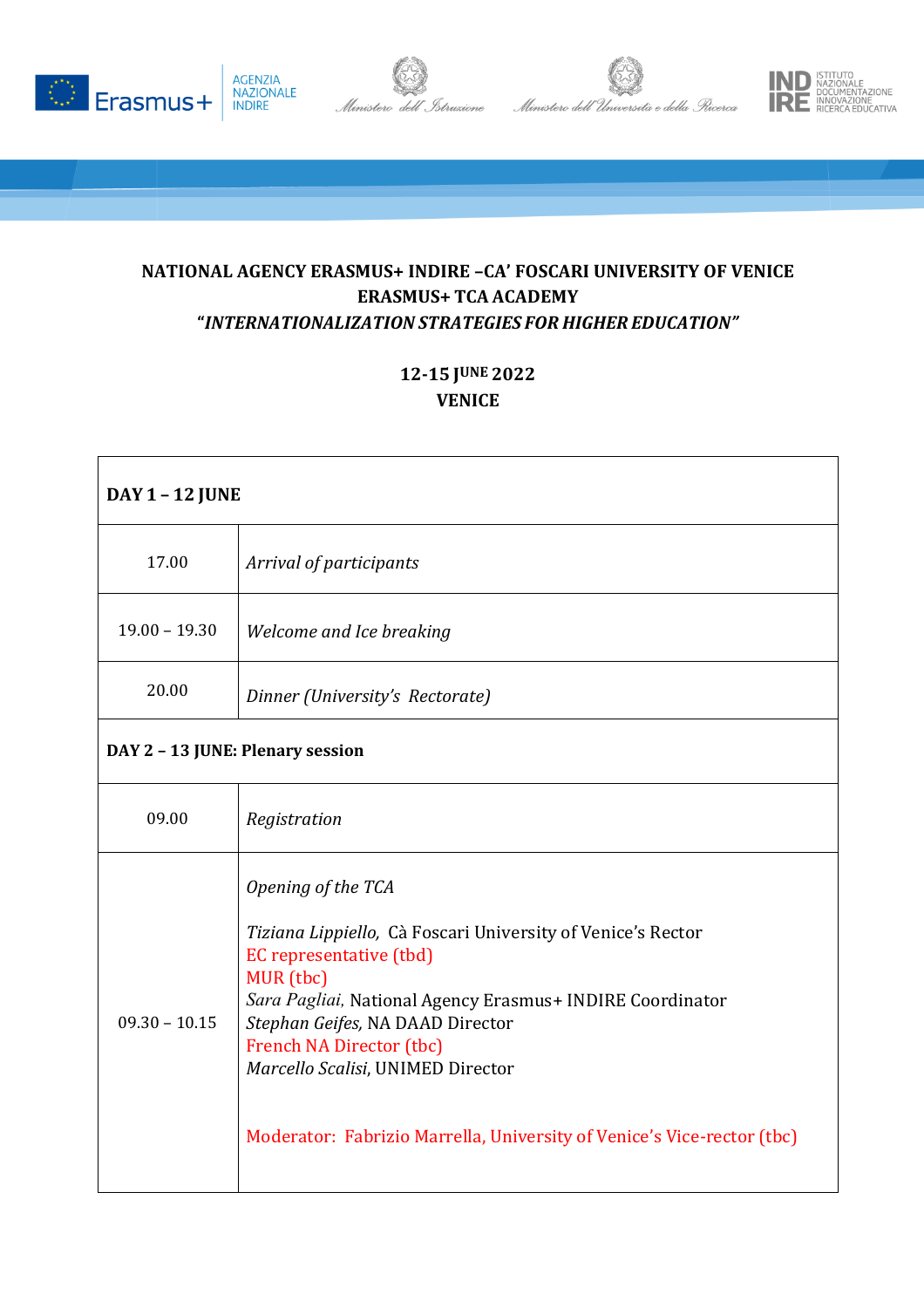**NATIONAL AGENCY ERASMUS+ INDIRE –CA' FOSCARI UNIVERSITY OF VENICE**
**ERASMUS+ TCA ACADEMY**
**"*INTERNATIONALIZATION STRATEGIES FOR HIGHER EDUCATION*"**

**12-15 JUNE 2022**
**VENICE**

| **DAY 1 – 12 JUNE** | |
|---|---|
| 17.00 | *Arrival of participants* |
| 19.00 – 19.30 | *Welcome and Ice breaking* |
| 20.00 | *Dinner (University's Rectorate)* |
| **DAY 2 – 13 JUNE: Plenary session** | |
| 09.00 | *Registration* |
| 09.30 – 10.15 | *Opening of the TCA*<br><br>*Tiziana Lippiello,* Cà Foscari University of Venice's Rector<br>EC representative (tbd)<br>MUR (tbc)<br>*Sara Pagliai,* National Agency Erasmus+ INDIRE Coordinator<br>*Stephan Geifes,* NA DAAD Director<br>French NA Director (tbc)<br>*Marcello Scalisi*, UNIMED Director<br><br>Moderator: Fabrizio Marrella, University of Venice's Vice-rector (tbc) |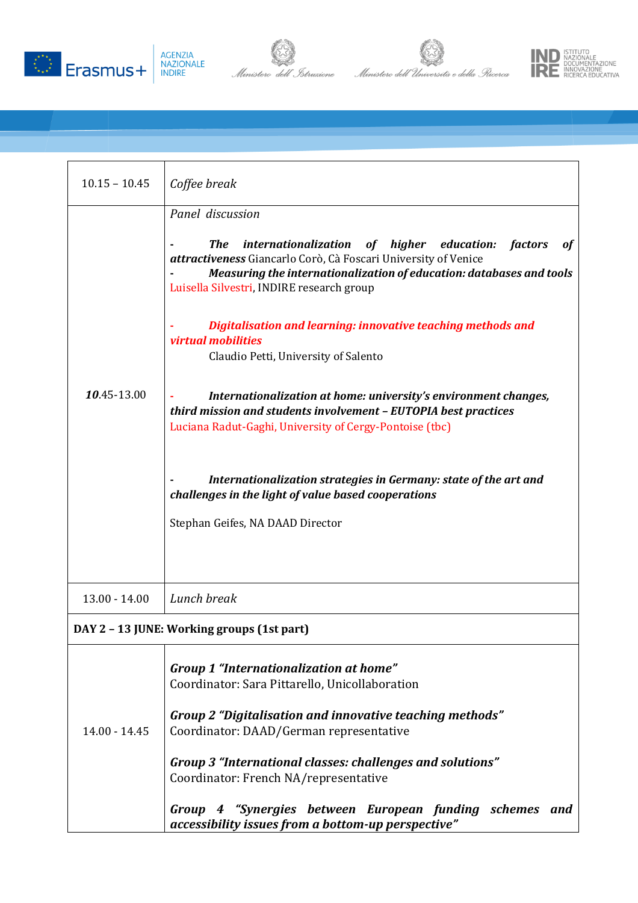| | |
|---|---|
| 10.15 – 10.45 | *Coffee break* |
| ***10***.45-13.00 | *Panel discussion*<br><br>- ***The internationalization of higher education: factors of attractiveness*** Giancarlo Corò, Cà Foscari University of Venice<br>- ***Measuring the internationalization of education: databases and tools*** Luisella Silvestri, INDIRE research group<br><br>- ***Digitalisation and learning: innovative teaching methods and virtual mobilities*** Claudio Petti, University of Salento<br><br>- ***Internationalization at home: university's environment changes, third mission and students involvement – EUTOPIA best practices*** Luciana Radut-Gaghi, University of Cergy-Pontoise (tbc)<br><br>- ***Internationalization strategies in Germany: state of the art and challenges in the light of value based cooperations***<br><br>Stephan Geifes, NA DAAD Director |
| 13.00 - 14.00 | *Lunch break* |
| **DAY 2 – 13 JUNE: Working groups (1st part)** | |
| 14.00 - 14.45 | ***Group 1 "Internationalization at home"***<br>Coordinator: Sara Pittarello, Unicollaboration<br><br>***Group 2 "Digitalisation and innovative teaching methods"***<br>Coordinator: DAAD/German representative<br><br>***Group 3 "International classes: challenges and solutions"***<br>Coordinator: French NA/representative<br><br>***Group 4 "Synergies between European funding schemes and accessibility issues from a bottom-up perspective"*** |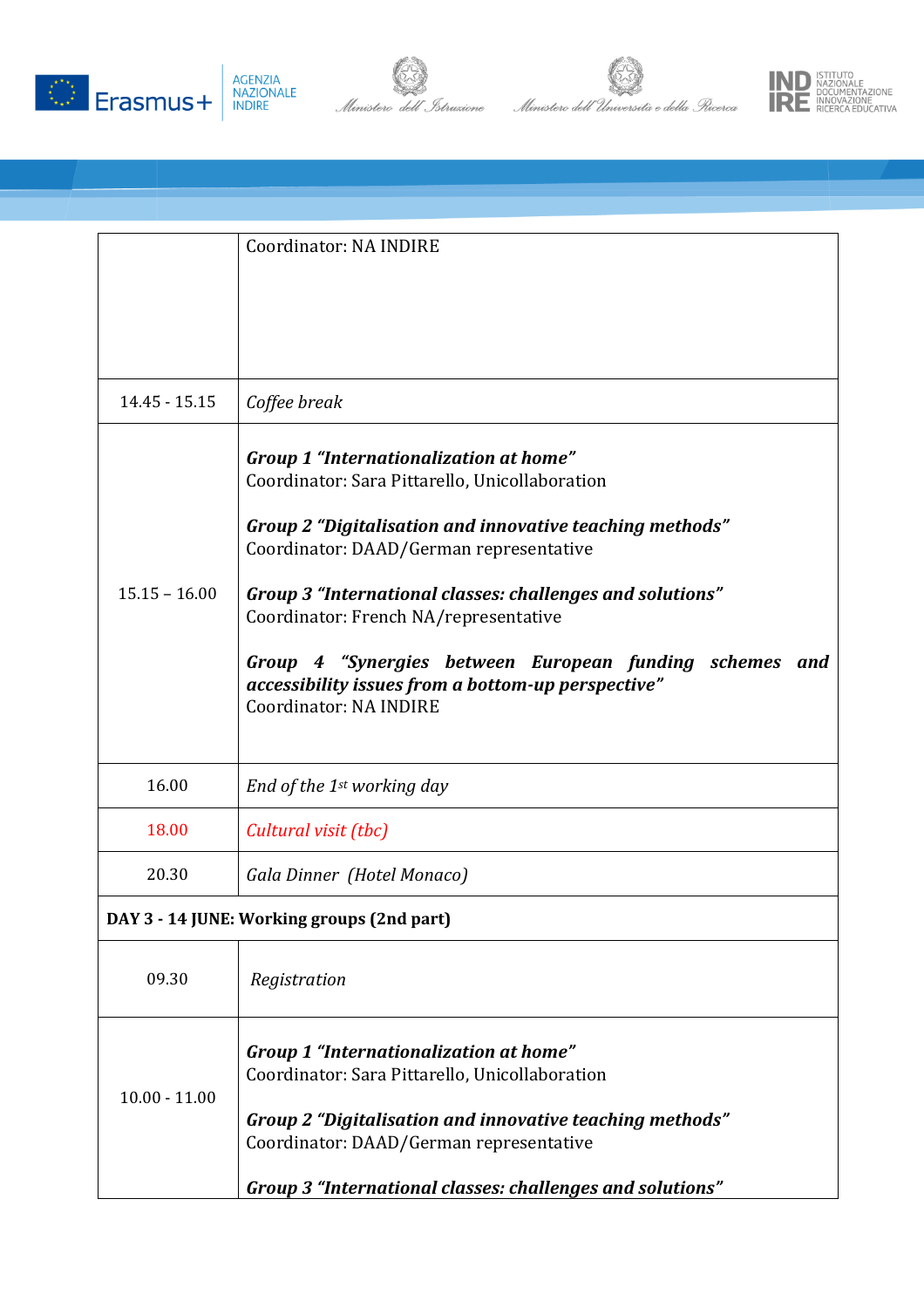| | |
|---|---|
| | Coordinator: NA INDIRE |
| 14.45 - 15.15 | *Coffee break* |
| 15.15 – 16.00 | ***Group 1 "Internationalization at home"***<br>Coordinator: Sara Pittarello, Unicollaboration<br><br>***Group 2 "Digitalisation and innovative teaching methods"***<br>Coordinator: DAAD/German representative<br><br>***Group 3 "International classes: challenges and solutions"***<br>Coordinator: French NA/representative<br><br>***Group 4 "Synergies between European funding schemes and accessibility issues from a bottom-up perspective"***<br>Coordinator: NA INDIRE |
| 16.00 | *End of the 1st working day* |
| 18.00 | *Cultural visit (tbc)* |
| 20.30 | *Gala Dinner (Hotel Monaco)* |
| **DAY 3 - 14 JUNE: Working groups (2nd part)** | |
| 09.30 | *Registration* |
| 10.00 - 11.00 | ***Group 1 "Internationalization at home"***<br>Coordinator: Sara Pittarello, Unicollaboration<br><br>***Group 2 "Digitalisation and innovative teaching methods"***<br>Coordinator: DAAD/German representative<br><br>***Group 3 "International classes: challenges and solutions"*** |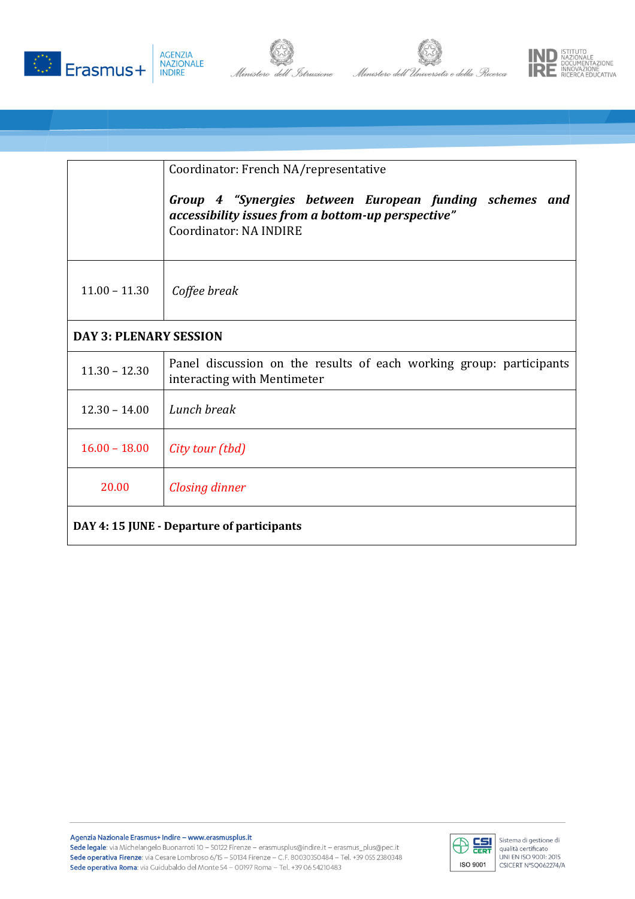| | |
|---|---|
| | Coordinator: French NA/representative<br><br>***Group 4 "Synergies between European funding schemes and accessibility issues from a bottom-up perspective"***<br>Coordinator: NA INDIRE |
| 11.00 – 11.30 | *Coffee break* |
| **DAY 3: PLENARY SESSION** | |
| 11.30 – 12.30 | Panel discussion on the results of each working group: participants interacting with Mentimeter |
| 12.30 – 14.00 | *Lunch break* |
| 16.00 – 18.00 | *City tour (tbd)* |
| 20.00 | *Closing dinner* |
| **DAY 4: 15 JUNE - Departure of participants** | |